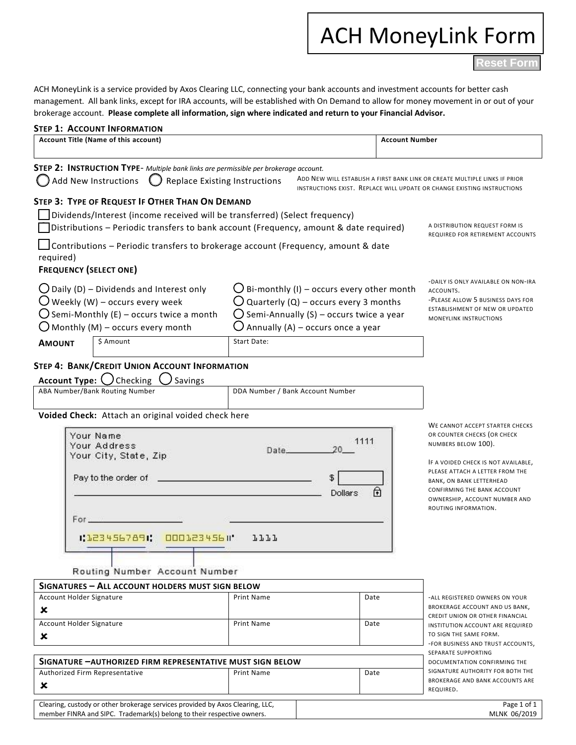# ACH MoneyLink Form

Reset Form

ACH MoneyLink is a service provided by Axos Clearing LLC, connecting your bank accounts and investment accounts for better cash management. All bank links, except for IRA accounts, will be established with On Demand to allow for money movement in or out of your brokerage account. **Please complete all information, sign where indicated and return to your Financial Advisor.**

## STEP 1: ACCOUNT INFORMATION

| Account Title (Name of this account) | Account Number |
|---|---|
| | |

## STEP 2: INSTRUCTION TYPE- *Multiple bank links are permissible per brokerage account.*

◯ Add New Instructions ◯ Replace Existing Instructions

ADD NEW WILL ESTABLISH A FIRST BANK LINK OR CREATE MULTIPLE LINKS IF PRIOR INSTRUCTIONS EXIST. REPLACE WILL UPDATE OR CHANGE EXISTING INSTRUCTIONS

## STEP 3: TYPE OF REQUEST IF OTHER THAN ON DEMAND

- ☐ Dividends/Interest (income received will be transferred) (Select frequency)
- ☐ Distributions – Periodic transfers to bank account (Frequency, amount & date required)
- ☐ Contributions – Periodic transfers to brokerage account (Frequency, amount & date required)

A DISTRIBUTION REQUEST FORM IS REQUIRED FOR RETIREMENT ACCOUNTS

**FREQUENCY (SELECT ONE)**

- ◯ Daily (D) – Dividends and Interest only
- ◯ Weekly (W) – occurs every week
- ◯ Semi-Monthly (E) – occurs twice a month
- ◯ Monthly (M) – occurs every month
- ◯ Bi-monthly (I) – occurs every other month
- ◯ Quarterly (Q) – occurs every 3 months
- ◯ Semi-Annually (S) – occurs twice a year
- ◯ Annually (A) – occurs once a year

-DAILY IS ONLY AVAILABLE ON NON-IRA ACCOUNTS.
-PLEASE ALLOW 5 BUSINESS DAYS FOR ESTABLISHMENT OF NEW OR UPDATED MONEYLINK INSTRUCTIONS

| AMOUNT | $ Amount | Start Date: |
|---|---|---|
| | | |

## STEP 4: BANK/CREDIT UNION ACCOUNT INFORMATION

**Account Type:** ◯ Checking ◯ Savings

| ABA Number/Bank Routing Number | DDA Number / Bank Account Number |
|---|---|
| | |

**Voided Check:** Attach an original voided check here

Your Name
Your Address
Your City, State, Zip
Date\_\_\_\_\_\_\_\_20\_\_ 1111
Pay to the order of \_\_\_\_\_\_\_\_ $
Dollars
For \_\_\_\_\_\_\_\_
⑆123456789⑆ 000123456⑈ 1111
Routing Number Account Number

WE CANNOT ACCEPT STARTER CHECKS OR COUNTER CHECKS (OR CHECK NUMBERS BELOW 100).

IF A VOIDED CHECK IS NOT AVAILABLE, PLEASE ATTACH A LETTER FROM THE BANK, ON BANK LETTERHEAD CONFIRMING THE BANK ACCOUNT OWNERSHIP, ACCOUNT NUMBER AND ROUTING INFORMATION.

| SIGNATURES – ALL ACCOUNT HOLDERS MUST SIGN BELOW | | |
|---|---|---|
| Account Holder Signature ✘ | Print Name | Date |
| Account Holder Signature ✘ | Print Name | Date |

| SIGNATURE –AUTHORIZED FIRM REPRESENTATIVE MUST SIGN BELOW | | |
|---|---|---|
| Authorized Firm Representative ✘ | Print Name | Date |

-ALL REGISTERED OWNERS ON YOUR BROKERAGE ACCOUNT AND US BANK, CREDIT UNION OR OTHER FINANCIAL INSTITUTION ACCOUNT ARE REQUIRED TO SIGN THE SAME FORM.
-FOR BUSINESS AND TRUST ACCOUNTS, SEPARATE SUPPORTING DOCUMENTATION CONFIRMING THE SIGNATURE AUTHORITY FOR BOTH THE BROKERAGE AND BANK ACCOUNTS ARE REQUIRED.

Clearing, custody or other brokerage services provided by Axos Clearing, LLC, member FINRA and SIPC. Trademark(s) belong to their respective owners.

MLNK 06/2019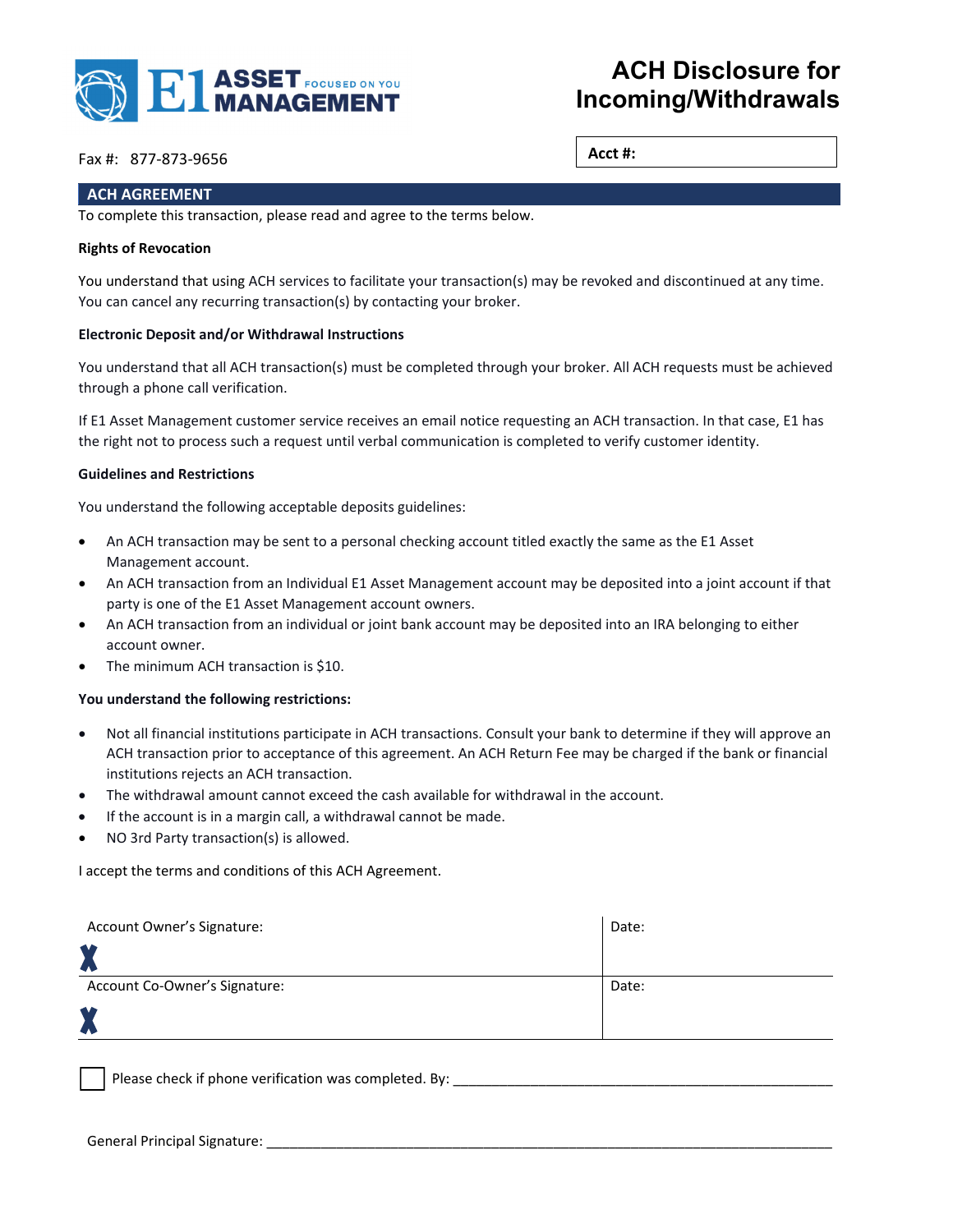E1 ASSET MANAGEMENT FOCUSED ON YOU

# ACH Disclosure for Incoming/Withdrawals

Fax #: 877-873-9656

**Acct #:**

## ACH AGREEMENT

To complete this transaction, please read and agree to the terms below.

**Rights of Revocation**

You understand that using ACH services to facilitate your transaction(s) may be revoked and discontinued at any time. You can cancel any recurring transaction(s) by contacting your broker.

**Electronic Deposit and/or Withdrawal Instructions**

You understand that all ACH transaction(s) must be completed through your broker. All ACH requests must be achieved through a phone call verification.

If E1 Asset Management customer service receives an email notice requesting an ACH transaction. In that case, E1 has the right not to process such a request until verbal communication is completed to verify customer identity.

**Guidelines and Restrictions**

You understand the following acceptable deposits guidelines:

- An ACH transaction may be sent to a personal checking account titled exactly the same as the E1 Asset Management account.
- An ACH transaction from an Individual E1 Asset Management account may be deposited into a joint account if that party is one of the E1 Asset Management account owners.
- An ACH transaction from an individual or joint bank account may be deposited into an IRA belonging to either account owner.
- The minimum ACH transaction is $10.

**You understand the following restrictions:**

- Not all financial institutions participate in ACH transactions. Consult your bank to determine if they will approve an ACH transaction prior to acceptance of this agreement. An ACH Return Fee may be charged if the bank or financial institutions rejects an ACH transaction.
- The withdrawal amount cannot exceed the cash available for withdrawal in the account.
- If the account is in a margin call, a withdrawal cannot be made.
- NO 3rd Party transaction(s) is allowed.

I accept the terms and conditions of this ACH Agreement.

| | |
|---|---|
| Account Owner's Signature:<br>X | Date: |
| Account Co-Owner's Signature:<br>X | Date: |

☐ Please check if phone verification was completed. By: ______________________________

General Principal Signature: ______________________________